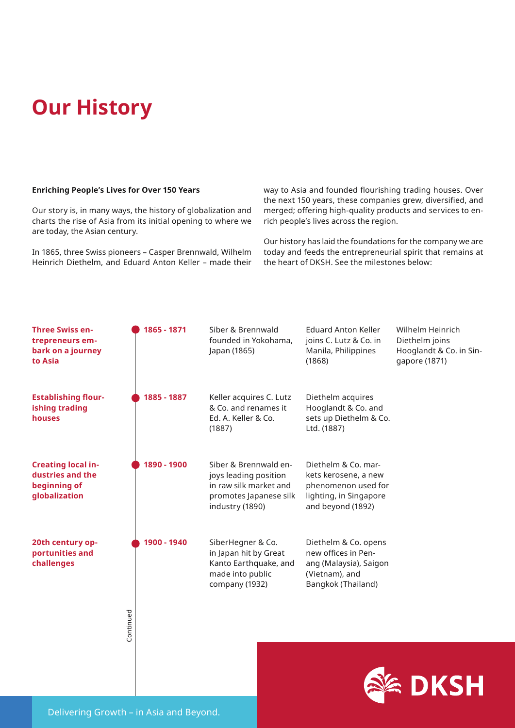# Our History

**Enriching People's Lives for Over 150 Years**

Our story is, in many ways, the history of globalization and charts the rise of Asia from its initial opening to where we are today, the Asian century.

In 1865, three Swiss pioneers – Casper Brennwald, Wilhelm Heinrich Diethelm, and Eduard Anton Keller – made their way to Asia and founded flourishing trading houses. Over the next 150 years, these companies grew, diversified, and merged; offering high-quality products and services to enrich people's lives across the region.

Our history has laid the foundations for the company we are today and feeds the entrepreneurial spirit that remains at the heart of DKSH. See the milestones below:

| | | | | |
|---|---|---|---|---|
| **Three Swiss entrepreneurs embark on a journey to Asia** | **1865 - 1871** | Siber & Brennwald founded in Yokohama, Japan (1865) | Eduard Anton Keller joins C. Lutz & Co. in Manila, Philippines (1868) | Wilhelm Heinrich Diethelm joins Hooglandt & Co. in Singapore (1871) |
| **Establishing flourishing trading houses** | **1885 - 1887** | Keller acquires C. Lutz & Co. and renames it Ed. A. Keller & Co. (1887) | Diethelm acquires Hooglandt & Co. and sets up Diethelm & Co. Ltd. (1887) | |
| **Creating local industries and the beginning of globalization** | **1890 - 1900** | Siber & Brennwald enjoys leading position in raw silk market and promotes Japanese silk industry (1890) | Diethelm & Co. markets kerosene, a new phenomenon used for lighting, in Singapore and beyond (1892) | |
| **20th century opportunities and challenges** | **1900 - 1940** | SiberHegner & Co. in Japan hit by Great Kanto Earthquake, and made into public company (1932) | Diethelm & Co. opens new offices in Penang (Malaysia), Saigon (Vietnam), and Bangkok (Thailand) | |

Continued

DKSH

Delivering Growth – in Asia and Beyond.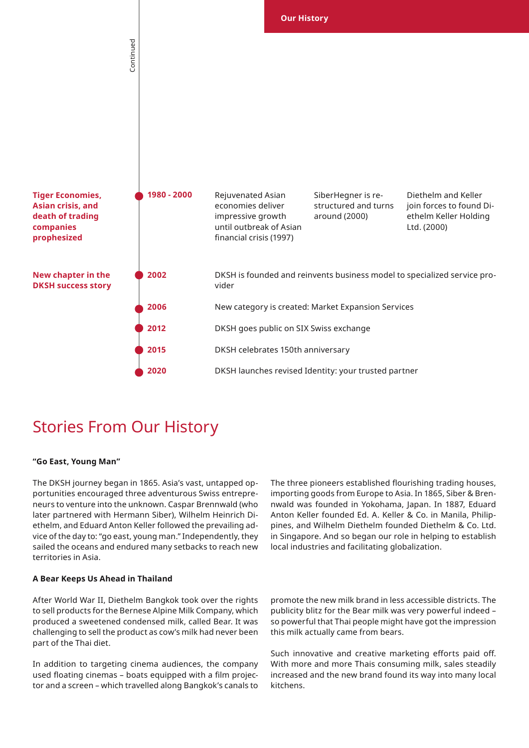Continued

## Our History

**Tiger Economies, Asian crisis, and death of trading companies prophesized**

**1980 - 2000**

Rejuvenated Asian economies deliver impressive growth until outbreak of Asian financial crisis (1997)

SiberHegner is restructured and turns around (2000)

Diethelm and Keller join forces to found Diethelm Keller Holding Ltd. (2000)

**New chapter in the DKSH success story**

**2002** DKSH is founded and reinvents business model to specialized service provider

**2006** New category is created: Market Expansion Services

**2012** DKSH goes public on SIX Swiss exchange

**2015** DKSH celebrates 150th anniversary

**2020** DKSH launches revised Identity: your trusted partner

# Stories From Our History

### "Go East, Young Man"

The DKSH journey began in 1865. Asia's vast, untapped opportunities encouraged three adventurous Swiss entrepreneurs to venture into the unknown. Caspar Brennwald (who later partnered with Hermann Siber), Wilhelm Heinrich Diethelm, and Eduard Anton Keller followed the prevailing advice of the day to: "go east, young man." Independently, they sailed the oceans and endured many setbacks to reach new territories in Asia.

The three pioneers established flourishing trading houses, importing goods from Europe to Asia. In 1865, Siber & Brennwald was founded in Yokohama, Japan. In 1887, Eduard Anton Keller founded Ed. A. Keller & Co. in Manila, Philippines, and Wilhelm Diethelm founded Diethelm & Co. Ltd. in Singapore. And so began our role in helping to establish local industries and facilitating globalization.

### A Bear Keeps Us Ahead in Thailand

After World War II, Diethelm Bangkok took over the rights to sell products for the Bernese Alpine Milk Company, which produced a sweetened condensed milk, called Bear. It was challenging to sell the product as cow's milk had never been part of the Thai diet.

In addition to targeting cinema audiences, the company used floating cinemas – boats equipped with a film projector and a screen – which travelled along Bangkok's canals to promote the new milk brand in less accessible districts. The publicity blitz for the Bear milk was very powerful indeed – so powerful that Thai people might have got the impression this milk actually came from bears.

Such innovative and creative marketing efforts paid off. With more and more Thais consuming milk, sales steadily increased and the new brand found its way into many local kitchens.